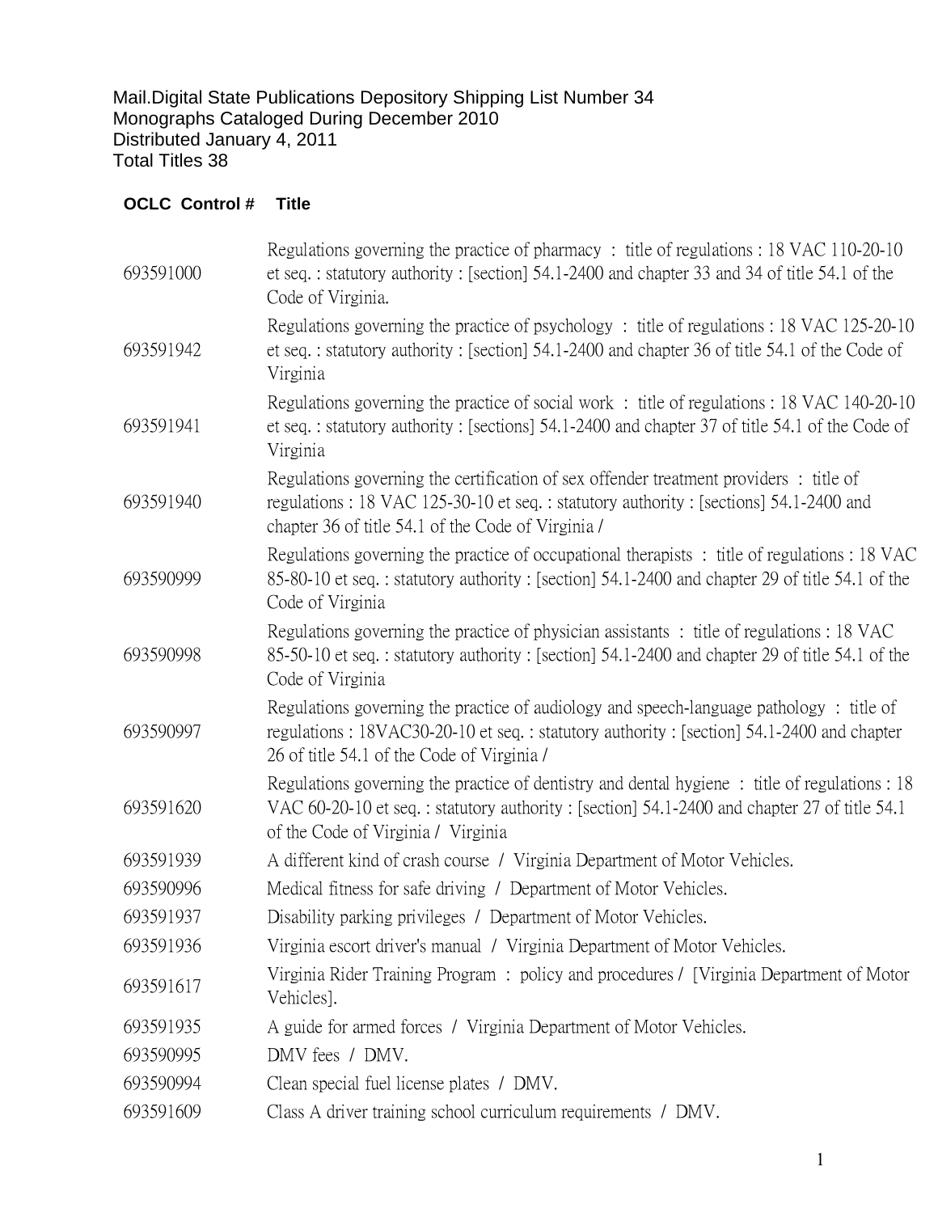Mail.Digital State Publications Depository Shipping List Number 34
Monographs Cataloged During December 2010
Distributed January 4, 2011
Total Titles 38

| OCLC Control # | Title |
|---|---|
| 693591000 | Regulations governing the practice of pharmacy : title of regulations : 18 VAC 110-20-10 et seq. : statutory authority : [section] 54.1-2400 and chapter 33 and 34 of title 54.1 of the Code of Virginia. |
| 693591942 | Regulations governing the practice of psychology : title of regulations : 18 VAC 125-20-10 et seq. : statutory authority : [section] 54.1-2400 and chapter 36 of title 54.1 of the Code of Virginia |
| 693591941 | Regulations governing the practice of social work : title of regulations : 18 VAC 140-20-10 et seq. : statutory authority : [sections] 54.1-2400 and chapter 37 of title 54.1 of the Code of Virginia |
| 693591940 | Regulations governing the certification of sex offender treatment providers : title of regulations : 18 VAC 125-30-10 et seq. : statutory authority : [sections] 54.1-2400 and chapter 36 of title 54.1 of the Code of Virginia / |
| 693590999 | Regulations governing the practice of occupational therapists : title of regulations : 18 VAC 85-80-10 et seq. : statutory authority : [section] 54.1-2400 and chapter 29 of title 54.1 of the Code of Virginia |
| 693590998 | Regulations governing the practice of physician assistants : title of regulations : 18 VAC 85-50-10 et seq. : statutory authority : [section] 54.1-2400 and chapter 29 of title 54.1 of the Code of Virginia |
| 693590997 | Regulations governing the practice of audiology and speech-language pathology : title of regulations : 18VAC30-20-10 et seq. : statutory authority : [section] 54.1-2400 and chapter 26 of title 54.1 of the Code of Virginia / |
| 693591620 | Regulations governing the practice of dentistry and dental hygiene : title of regulations : 18 VAC 60-20-10 et seq. : statutory authority : [section] 54.1-2400 and chapter 27 of title 54.1 of the Code of Virginia / Virginia |
| 693591939 | A different kind of crash course / Virginia Department of Motor Vehicles. |
| 693590996 | Medical fitness for safe driving / Department of Motor Vehicles. |
| 693591937 | Disability parking privileges / Department of Motor Vehicles. |
| 693591936 | Virginia escort driver's manual / Virginia Department of Motor Vehicles. |
| 693591617 | Virginia Rider Training Program : policy and procedures / [Virginia Department of Motor Vehicles]. |
| 693591935 | A guide for armed forces / Virginia Department of Motor Vehicles. |
| 693590995 | DMV fees / DMV. |
| 693590994 | Clean special fuel license plates / DMV. |
| 693591609 | Class A driver training school curriculum requirements / DMV. |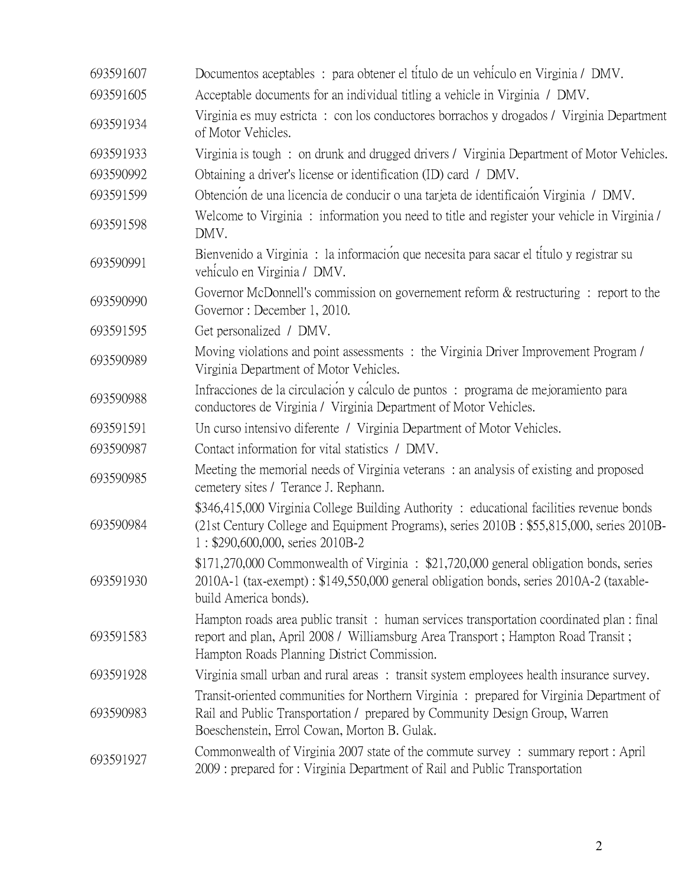| | |
|---|---|
| 693591607 | Documentos aceptables : para obtener el título de un vehículo en Virginia / DMV. |
| 693591605 | Acceptable documents for an individual titling a vehicle in Virginia / DMV. |
| 693591934 | Virginia es muy estricta : con los conductores borrachos y drogados / Virginia Department of Motor Vehicles. |
| 693591933 | Virginia is tough : on drunk and drugged drivers / Virginia Department of Motor Vehicles. |
| 693590992 | Obtaining a driver's license or identification (ID) card / DMV. |
| 693591599 | Obtención de una licencia de conducir o una tarjeta de identificaión Virginia / DMV. |
| 693591598 | Welcome to Virginia : information you need to title and register your vehicle in Virginia / DMV. |
| 693590991 | Bienvenido a Virginia : la información que necesita para sacar el título y registrar su vehículo en Virginia / DMV. |
| 693590990 | Governor McDonnell's commission on governement reform & restructuring : report to the Governor : December 1, 2010. |
| 693591595 | Get personalized / DMV. |
| 693590989 | Moving violations and point assessments : the Virginia Driver Improvement Program / Virginia Department of Motor Vehicles. |
| 693590988 | Infracciones de la circulación y cálculo de puntos : programa de mejoramiento para conductores de Virginia / Virginia Department of Motor Vehicles. |
| 693591591 | Un curso intensivo diferente / Virginia Department of Motor Vehicles. |
| 693590987 | Contact information for vital statistics / DMV. |
| 693590985 | Meeting the memorial needs of Virginia veterans : an analysis of existing and proposed cemetery sites / Terance J. Rephann. |
| 693590984 | $346,415,000 Virginia College Building Authority : educational facilities revenue bonds (21st Century College and Equipment Programs), series 2010B : $55,815,000, series 2010B-1 : $290,600,000, series 2010B-2 |
| 693591930 | $171,270,000 Commonwealth of Virginia : $21,720,000 general obligation bonds, series 2010A-1 (tax-exempt) : $149,550,000 general obligation bonds, series 2010A-2 (taxable-build America bonds). |
| 693591583 | Hampton roads area public transit : human services transportation coordinated plan : final report and plan, April 2008 / Williamsburg Area Transport ; Hampton Road Transit ; Hampton Roads Planning District Commission. |
| 693591928 | Virginia small urban and rural areas : transit system employees health insurance survey. |
| 693590983 | Transit-oriented communities for Northern Virginia : prepared for Virginia Department of Rail and Public Transportation / prepared by Community Design Group, Warren Boeschenstein, Errol Cowan, Morton B. Gulak. |
| 693591927 | Commonwealth of Virginia 2007 state of the commute survey : summary report : April 2009 : prepared for : Virginia Department of Rail and Public Transportation |